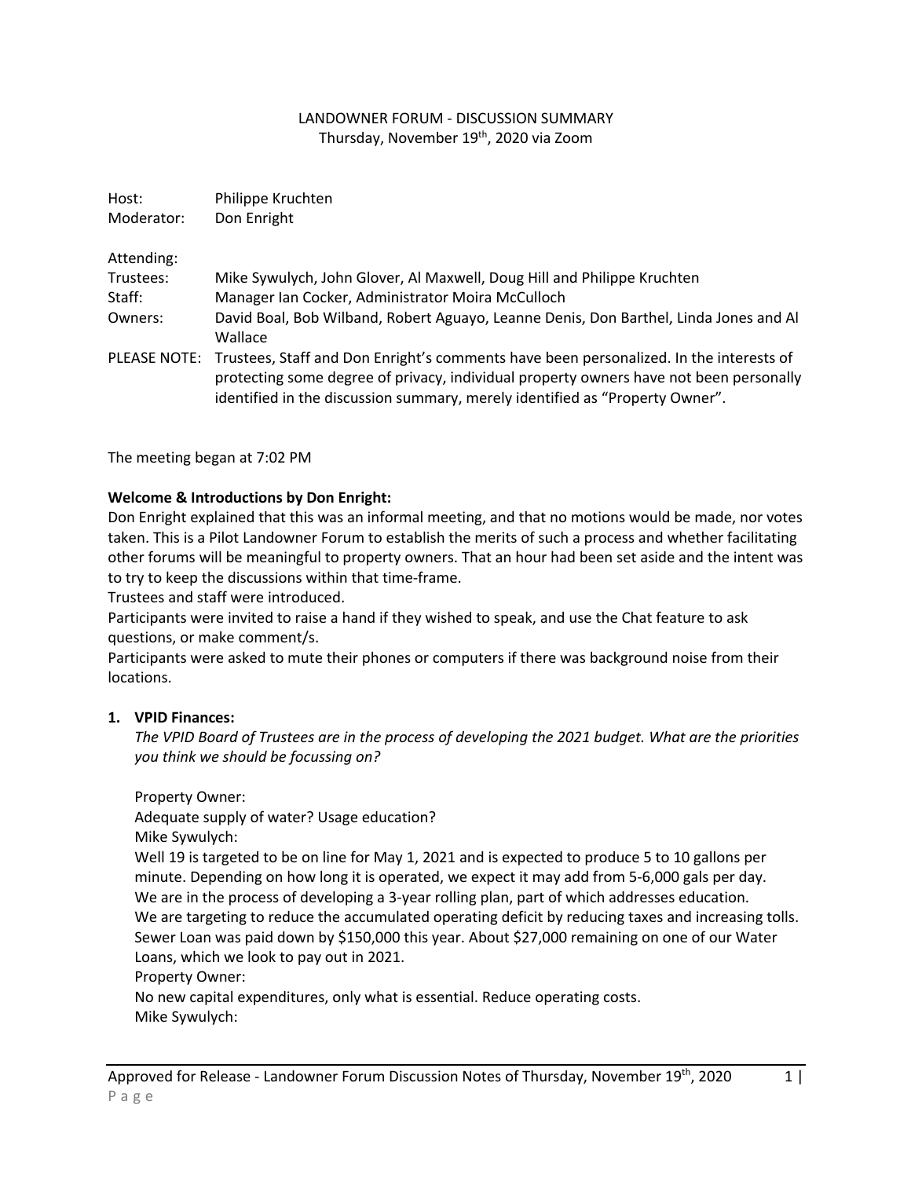LANDOWNER FORUM - DISCUSSION SUMMARY

Thursday, November 19th, 2020 via Zoom

| | |
|---|---|
| Host: | Philippe Kruchten |
| Moderator: | Don Enright |

| | |
|---|---|
| Attending: | |
| Trustees: | Mike Sywulych, John Glover, Al Maxwell, Doug Hill and Philippe Kruchten |
| Staff: | Manager Ian Cocker, Administrator Moira McCulloch |
| Owners: | David Boal, Bob Wilband, Robert Aguayo, Leanne Denis, Don Barthel, Linda Jones and Al Wallace |
| PLEASE NOTE: | Trustees, Staff and Don Enright's comments have been personalized. In the interests of protecting some degree of privacy, individual property owners have not been personally identified in the discussion summary, merely identified as "Property Owner". |

The meeting began at 7:02 PM

**Welcome & Introductions by Don Enright:**

Don Enright explained that this was an informal meeting, and that no motions would be made, nor votes taken. This is a Pilot Landowner Forum to establish the merits of such a process and whether facilitating other forums will be meaningful to property owners. That an hour had been set aside and the intent was to try to keep the discussions within that time-frame.

Trustees and staff were introduced.

Participants were invited to raise a hand if they wished to speak, and use the Chat feature to ask questions, or make comment/s.

Participants were asked to mute their phones or computers if there was background noise from their locations.

1. **VPID Finances:**

   *The VPID Board of Trustees are in the process of developing the 2021 budget. What are the priorities you think we should be focussing on?*

   Property Owner:
   Adequate supply of water? Usage education?

   Mike Sywulych:
   Well 19 is targeted to be on line for May 1, 2021 and is expected to produce 5 to 10 gallons per minute. Depending on how long it is operated, we expect it may add from 5-6,000 gals per day.
   We are in the process of developing a 3-year rolling plan, part of which addresses education.
   We are targeting to reduce the accumulated operating deficit by reducing taxes and increasing tolls.
   Sewer Loan was paid down by $150,000 this year. About $27,000 remaining on one of our Water Loans, which we look to pay out in 2021.

   Property Owner:
   No new capital expenditures, only what is essential. Reduce operating costs.

   Mike Sywulych: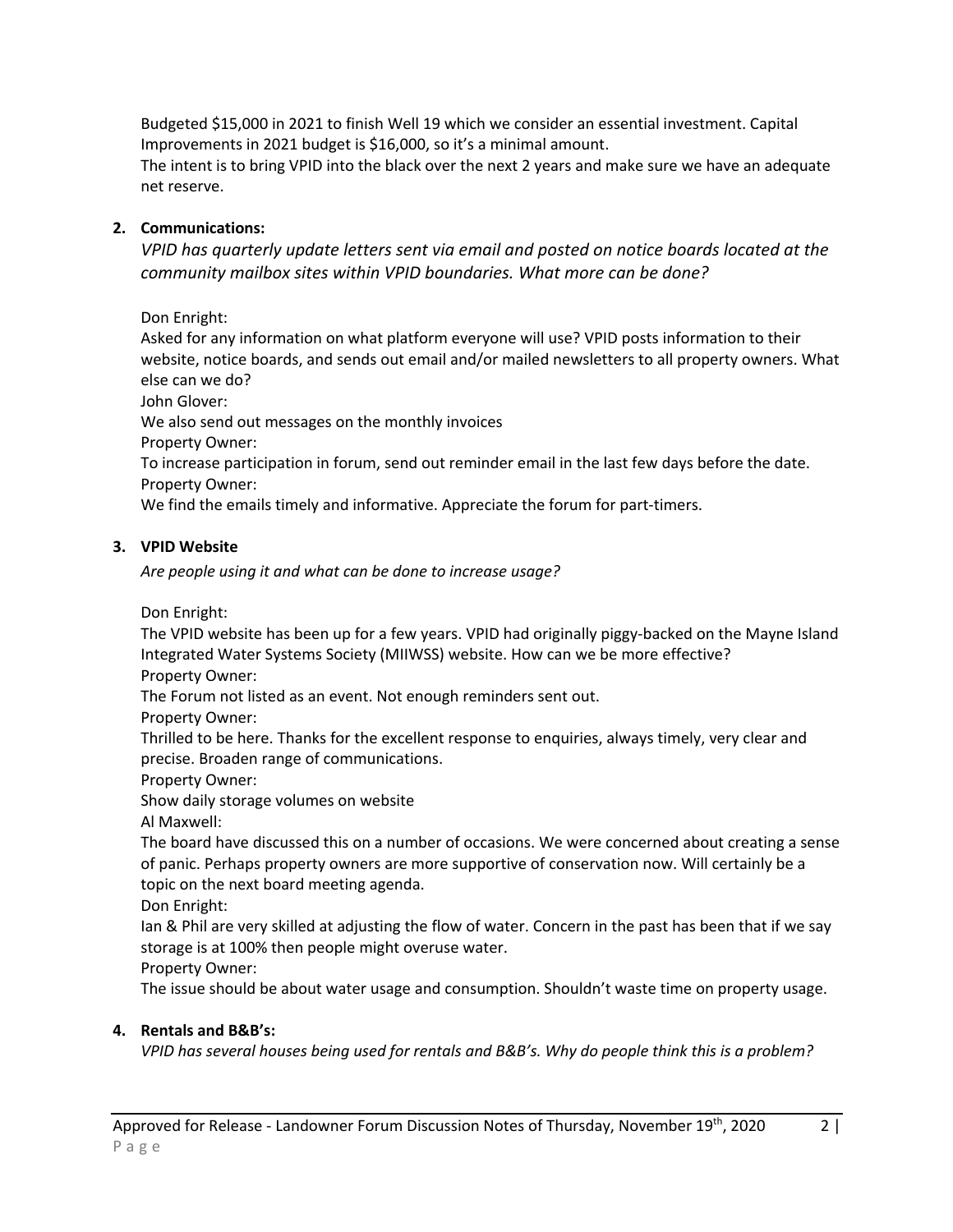Budgeted $15,000 in 2021 to finish Well 19 which we consider an essential investment. Capital Improvements in 2021 budget is $16,000, so it's a minimal amount.
The intent is to bring VPID into the black over the next 2 years and make sure we have an adequate net reserve.

2. **Communications:**

   *VPID has quarterly update letters sent via email and posted on notice boards located at the community mailbox sites within VPID boundaries. What more can be done?*

   Don Enright:
   Asked for any information on what platform everyone will use? VPID posts information to their website, notice boards, and sends out email and/or mailed newsletters to all property owners. What else can we do?
   John Glover:
   We also send out messages on the monthly invoices
   Property Owner:
   To increase participation in forum, send out reminder email in the last few days before the date.
   Property Owner:
   We find the emails timely and informative. Appreciate the forum for part-timers.

3. **VPID Website**

   *Are people using it and what can be done to increase usage?*

   Don Enright:
   The VPID website has been up for a few years. VPID had originally piggy-backed on the Mayne Island Integrated Water Systems Society (MIIWSS) website. How can we be more effective?
   Property Owner:
   The Forum not listed as an event. Not enough reminders sent out.
   Property Owner:
   Thrilled to be here. Thanks for the excellent response to enquiries, always timely, very clear and precise. Broaden range of communications.
   Property Owner:
   Show daily storage volumes on website
   Al Maxwell:
   The board have discussed this on a number of occasions. We were concerned about creating a sense of panic. Perhaps property owners are more supportive of conservation now. Will certainly be a topic on the next board meeting agenda.
   Don Enright:
   Ian & Phil are very skilled at adjusting the flow of water. Concern in the past has been that if we say storage is at 100% then people might overuse water.
   Property Owner:
   The issue should be about water usage and consumption. Shouldn't waste time on property usage.

4. **Rentals and B&B's:**

   *VPID has several houses being used for rentals and B&B's. Why do people think this is a problem?*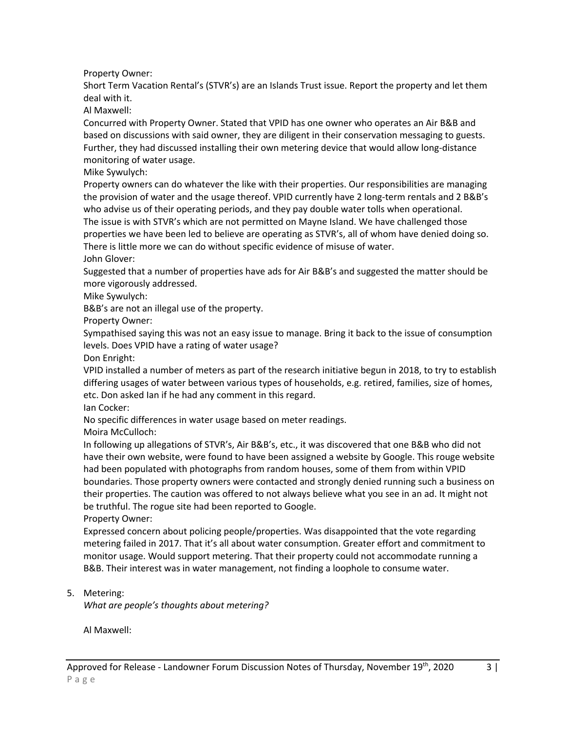Property Owner:
Short Term Vacation Rental's (STVR's) are an Islands Trust issue. Report the property and let them deal with it.
Al Maxwell:
Concurred with Property Owner. Stated that VPID has one owner who operates an Air B&B and based on discussions with said owner, they are diligent in their conservation messaging to guests. Further, they had discussed installing their own metering device that would allow long-distance monitoring of water usage.
Mike Sywulych:
Property owners can do whatever the like with their properties. Our responsibilities are managing the provision of water and the usage thereof. VPID currently have 2 long-term rentals and 2 B&B's who advise us of their operating periods, and they pay double water tolls when operational. The issue is with STVR's which are not permitted on Mayne Island. We have challenged those properties we have been led to believe are operating as STVR's, all of whom have denied doing so. There is little more we can do without specific evidence of misuse of water.
John Glover:
Suggested that a number of properties have ads for Air B&B's and suggested the matter should be more vigorously addressed.
Mike Sywulych:
B&B's are not an illegal use of the property.
Property Owner:
Sympathised saying this was not an easy issue to manage. Bring it back to the issue of consumption levels. Does VPID have a rating of water usage?
Don Enright:
VPID installed a number of meters as part of the research initiative begun in 2018, to try to establish differing usages of water between various types of households, e.g. retired, families, size of homes, etc. Don asked Ian if he had any comment in this regard.
Ian Cocker:
No specific differences in water usage based on meter readings.
Moira McCulloch:
In following up allegations of STVR's, Air B&B's, etc., it was discovered that one B&B who did not have their own website, were found to have been assigned a website by Google. This rouge website had been populated with photographs from random houses, some of them from within VPID boundaries. Those property owners were contacted and strongly denied running such a business on their properties. The caution was offered to not always believe what you see in an ad. It might not be truthful. The rogue site had been reported to Google.
Property Owner:
Expressed concern about policing people/properties. Was disappointed that the vote regarding metering failed in 2017. That it's all about water consumption. Greater effort and commitment to monitor usage. Would support metering. That their property could not accommodate running a B&B. Their interest was in water management, not finding a loophole to consume water.

5. Metering:
   *What are people's thoughts about metering?*

   Al Maxwell: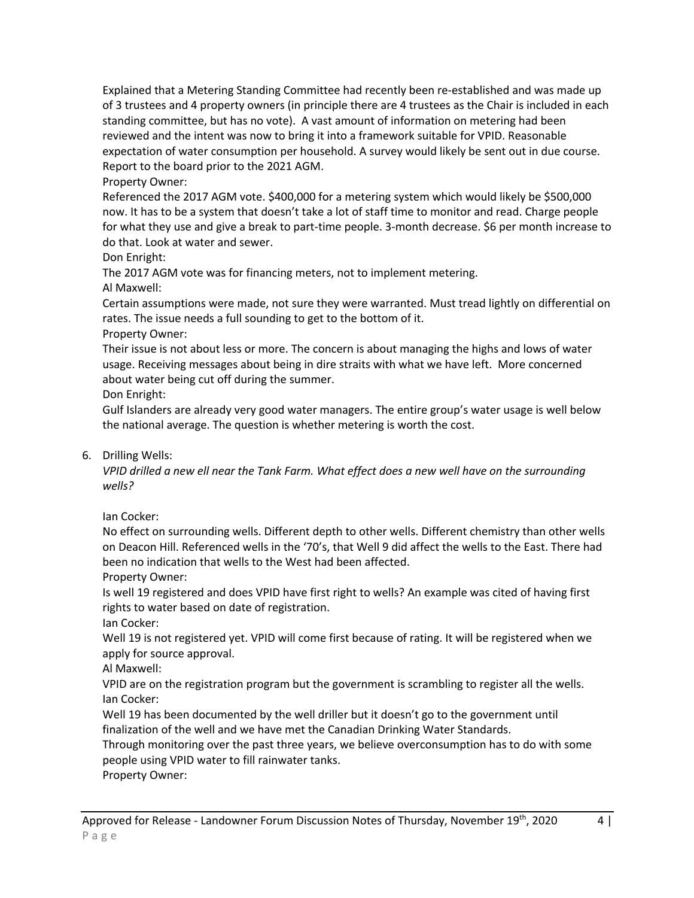Explained that a Metering Standing Committee had recently been re-established and was made up of 3 trustees and 4 property owners (in principle there are 4 trustees as the Chair is included in each standing committee, but has no vote). A vast amount of information on metering had been reviewed and the intent was now to bring it into a framework suitable for VPID. Reasonable expectation of water consumption per household. A survey would likely be sent out in due course. Report to the board prior to the 2021 AGM.

Property Owner:
Referenced the 2017 AGM vote. $400,000 for a metering system which would likely be $500,000 now. It has to be a system that doesn't take a lot of staff time to monitor and read. Charge people for what they use and give a break to part-time people. 3-month decrease. $6 per month increase to do that. Look at water and sewer.

Don Enright:
The 2017 AGM vote was for financing meters, not to implement metering.

Al Maxwell:
Certain assumptions were made, not sure they were warranted. Must tread lightly on differential on rates. The issue needs a full sounding to get to the bottom of it.

Property Owner:
Their issue is not about less or more. The concern is about managing the highs and lows of water usage. Receiving messages about being in dire straits with what we have left. More concerned about water being cut off during the summer.

Don Enright:
Gulf Islanders are already very good water managers. The entire group's water usage is well below the national average. The question is whether metering is worth the cost.

6. Drilling Wells:
   *VPID drilled a new ell near the Tank Farm. What effect does a new well have on the surrounding wells?*

   Ian Cocker:
   No effect on surrounding wells. Different depth to other wells. Different chemistry than other wells on Deacon Hill. Referenced wells in the '70's, that Well 9 did affect the wells to the East. There had been no indication that wells to the West had been affected.

   Property Owner:
   Is well 19 registered and does VPID have first right to wells? An example was cited of having first rights to water based on date of registration.

   Ian Cocker:
   Well 19 is not registered yet. VPID will come first because of rating. It will be registered when we apply for source approval.

   Al Maxwell:
   VPID are on the registration program but the government is scrambling to register all the wells.

   Ian Cocker:
   Well 19 has been documented by the well driller but it doesn't go to the government until finalization of the well and we have met the Canadian Drinking Water Standards.
   Through monitoring over the past three years, we believe overconsumption has to do with some people using VPID water to fill rainwater tanks.

   Property Owner: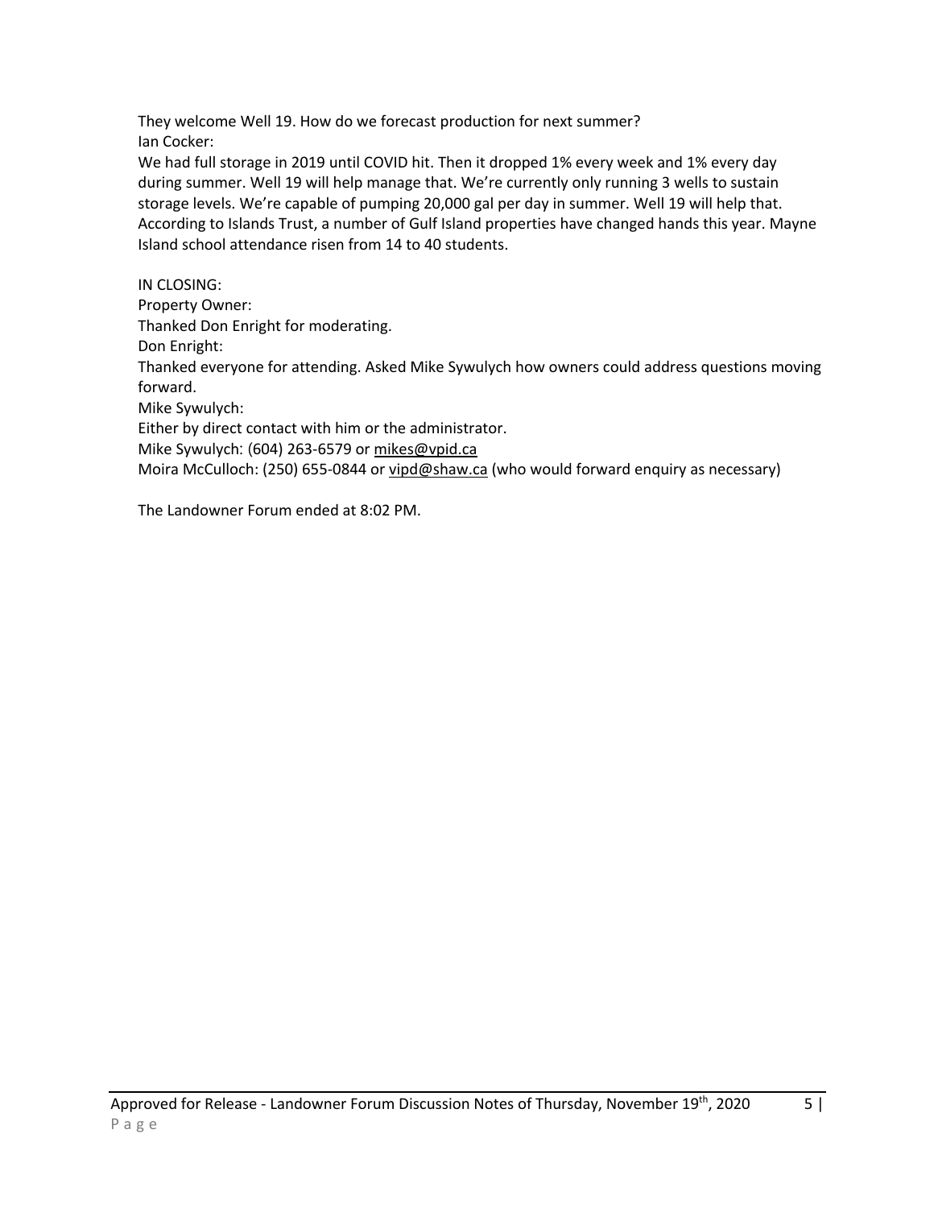They welcome Well 19. How do we forecast production for next summer?
Ian Cocker:
We had full storage in 2019 until COVID hit. Then it dropped 1% every week and 1% every day during summer. Well 19 will help manage that. We're currently only running 3 wells to sustain storage levels. We're capable of pumping 20,000 gal per day in summer. Well 19 will help that. According to Islands Trust, a number of Gulf Island properties have changed hands this year. Mayne Island school attendance risen from 14 to 40 students.

IN CLOSING:
Property Owner:
Thanked Don Enright for moderating.
Don Enright:
Thanked everyone for attending. Asked Mike Sywulych how owners could address questions moving forward.
Mike Sywulych:
Either by direct contact with him or the administrator.
Mike Sywulych: (604) 263-6579 or mikes@vpid.ca
Moira McCulloch: (250) 655-0844 or vipd@shaw.ca (who would forward enquiry as necessary)

The Landowner Forum ended at 8:02 PM.